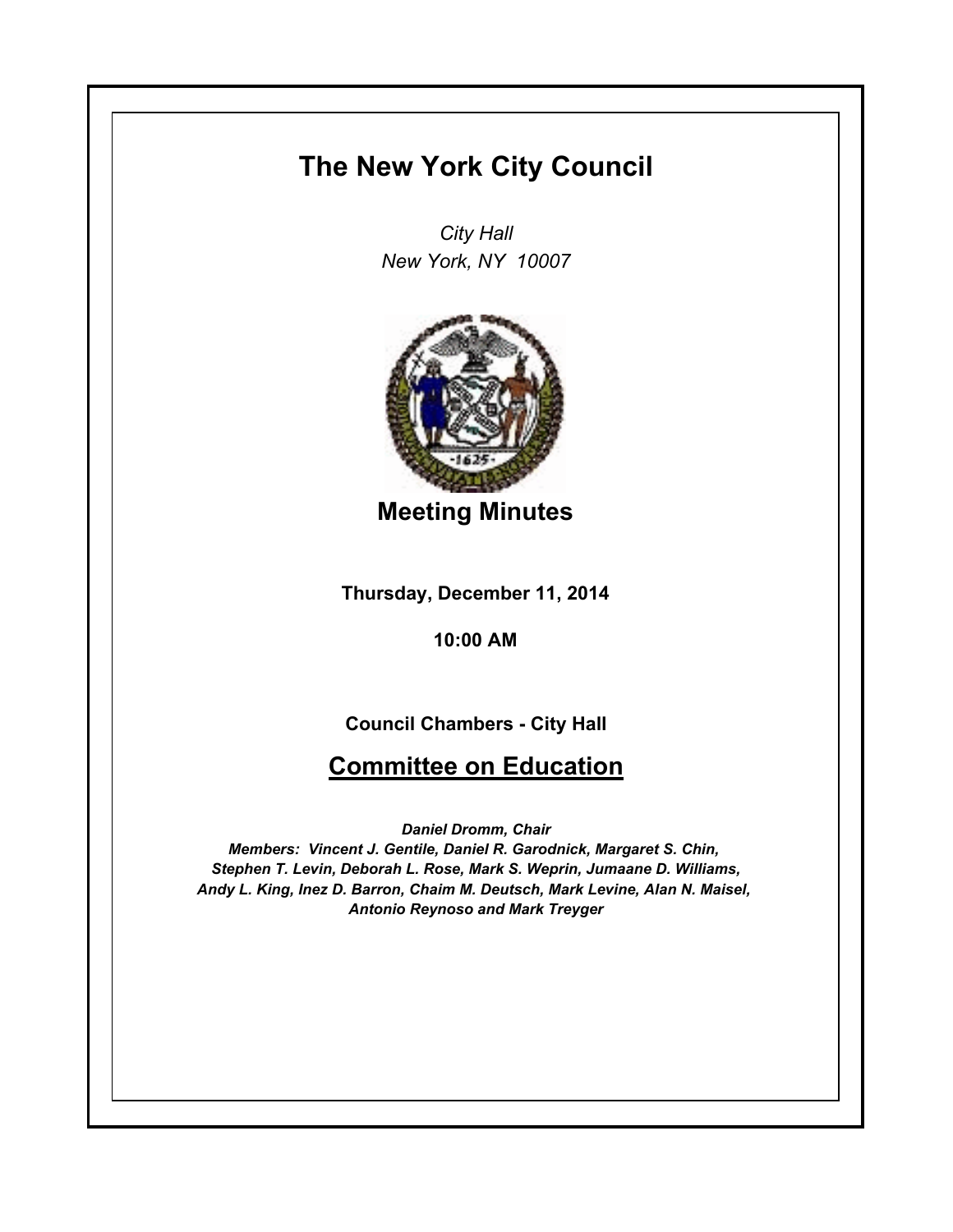# The New York City Council

*City Hall*
*New York, NY 10007*

## Meeting Minutes

**Thursday, December 11, 2014**

**10:00 AM**

**Council Chambers - City Hall**

## Committee on Education

*Daniel Dromm, Chair*
*Members: Vincent J. Gentile, Daniel R. Garodnick, Margaret S. Chin, Stephen T. Levin, Deborah L. Rose, Mark S. Weprin, Jumaane D. Williams, Andy L. King, Inez D. Barron, Chaim M. Deutsch, Mark Levine, Alan N. Maisel, Antonio Reynoso and Mark Treyger*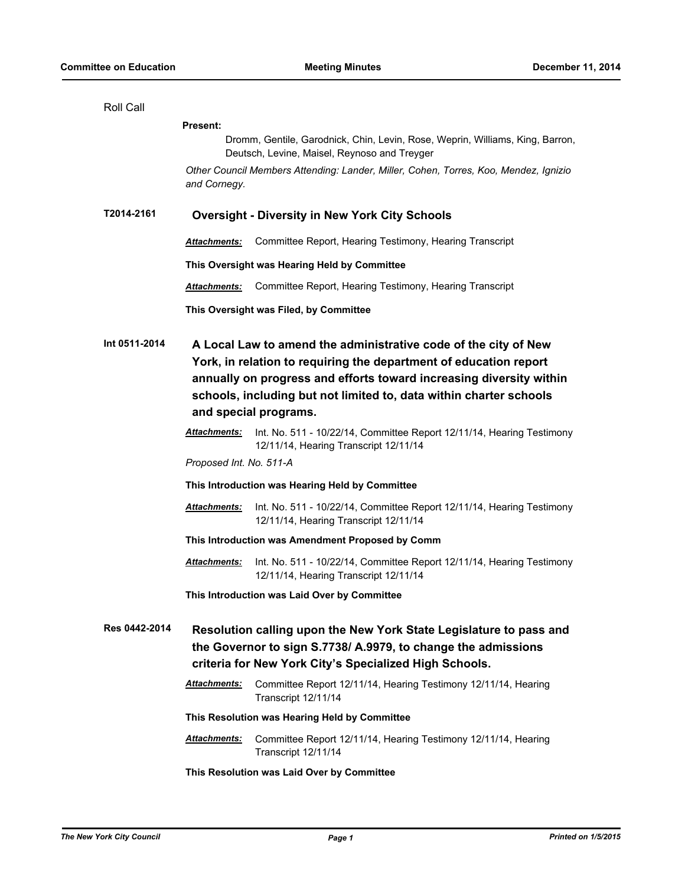Roll Call

**Present:**

Dromm, Gentile, Garodnick, Chin, Levin, Rose, Weprin, Williams, King, Barron, Deutsch, Levine, Maisel, Reynoso and Treyger

*Other Council Members Attending: Lander, Miller, Cohen, Torres, Koo, Mendez, Ignizio and Cornegy.*

**T2014-2161** **Oversight - Diversity in New York City Schools**

***Attachments:*** Committee Report, Hearing Testimony, Hearing Transcript

**This Oversight was Hearing Held by Committee**

***Attachments:*** Committee Report, Hearing Testimony, Hearing Transcript

**This Oversight was Filed, by Committee**

**Int 0511-2014** **A Local Law to amend the administrative code of the city of New York, in relation to requiring the department of education report annually on progress and efforts toward increasing diversity within schools, including but not limited to, data within charter schools and special programs.**

***Attachments:*** Int. No. 511 - 10/22/14, Committee Report 12/11/14, Hearing Testimony 12/11/14, Hearing Transcript 12/11/14

*Proposed Int. No. 511-A*

**This Introduction was Hearing Held by Committee**

***Attachments:*** Int. No. 511 - 10/22/14, Committee Report 12/11/14, Hearing Testimony 12/11/14, Hearing Transcript 12/11/14

**This Introduction was Amendment Proposed by Comm**

***Attachments:*** Int. No. 511 - 10/22/14, Committee Report 12/11/14, Hearing Testimony 12/11/14, Hearing Transcript 12/11/14

**This Introduction was Laid Over by Committee**

**Res 0442-2014** **Resolution calling upon the New York State Legislature to pass and the Governor to sign S.7738/ A.9979, to change the admissions criteria for New York City's Specialized High Schools.**

***Attachments:*** Committee Report 12/11/14, Hearing Testimony 12/11/14, Hearing Transcript 12/11/14

**This Resolution was Hearing Held by Committee**

***Attachments:*** Committee Report 12/11/14, Hearing Testimony 12/11/14, Hearing Transcript 12/11/14

**This Resolution was Laid Over by Committee**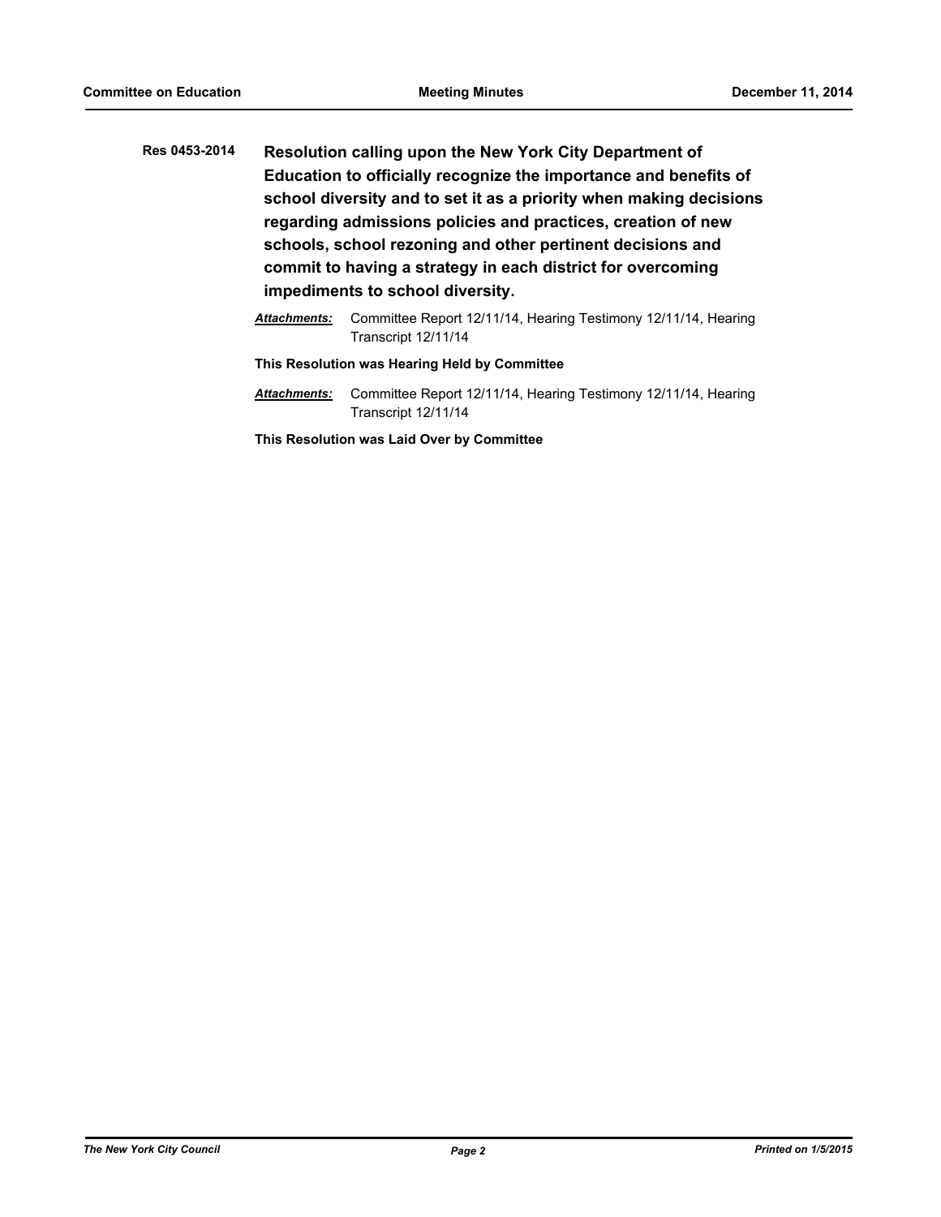**Res 0453-2014** **Resolution calling upon the New York City Department of Education to officially recognize the importance and benefits of school diversity and to set it as a priority when making decisions regarding admissions policies and practices, creation of new schools, school rezoning and other pertinent decisions and commit to having a strategy in each district for overcoming impediments to school diversity.**

***Attachments:*** Committee Report 12/11/14, Hearing Testimony 12/11/14, Hearing Transcript 12/11/14

**This Resolution was Hearing Held by Committee**

***Attachments:*** Committee Report 12/11/14, Hearing Testimony 12/11/14, Hearing Transcript 12/11/14

**This Resolution was Laid Over by Committee**